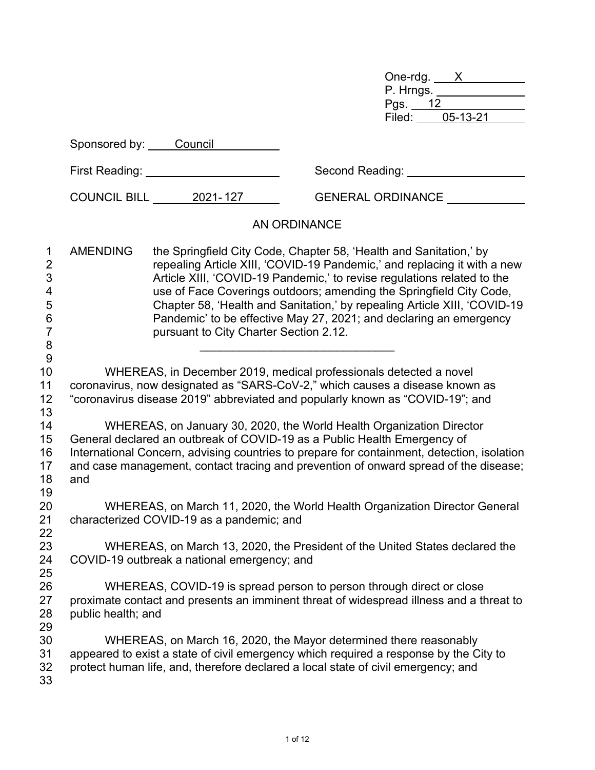One-rdg. X
P. Hrngs.
Pgs. 12
Filed: 05-13-21

Sponsored by: Council

First Reading: ______ Second Reading: ______

COUNCIL BILL 2021-127 GENERAL ORDINANCE ______

# AN ORDINANCE

AMENDING the Springfield City Code, Chapter 58, 'Health and Sanitation,' by repealing Article XIII, 'COVID-19 Pandemic,' and replacing it with a new Article XIII, 'COVID-19 Pandemic,' to revise regulations related to the use of Face Coverings outdoors; amending the Springfield City Code, Chapter 58, 'Health and Sanitation,' by repealing Article XIII, 'COVID-19 Pandemic' to be effective May 27, 2021; and declaring an emergency pursuant to City Charter Section 2.12.

---

WHEREAS, in December 2019, medical professionals detected a novel coronavirus, now designated as "SARS-CoV-2," which causes a disease known as "coronavirus disease 2019" abbreviated and popularly known as "COVID-19"; and

WHEREAS, on January 30, 2020, the World Health Organization Director General declared an outbreak of COVID-19 as a Public Health Emergency of International Concern, advising countries to prepare for containment, detection, isolation and case management, contact tracing and prevention of onward spread of the disease; and

WHEREAS, on March 11, 2020, the World Health Organization Director General characterized COVID-19 as a pandemic; and

WHEREAS, on March 13, 2020, the President of the United States declared the COVID-19 outbreak a national emergency; and

WHEREAS, COVID-19 is spread person to person through direct or close proximate contact and presents an imminent threat of widespread illness and a threat to public health; and

WHEREAS, on March 16, 2020, the Mayor determined there reasonably appeared to exist a state of civil emergency which required a response by the City to protect human life, and, therefore declared a local state of civil emergency; and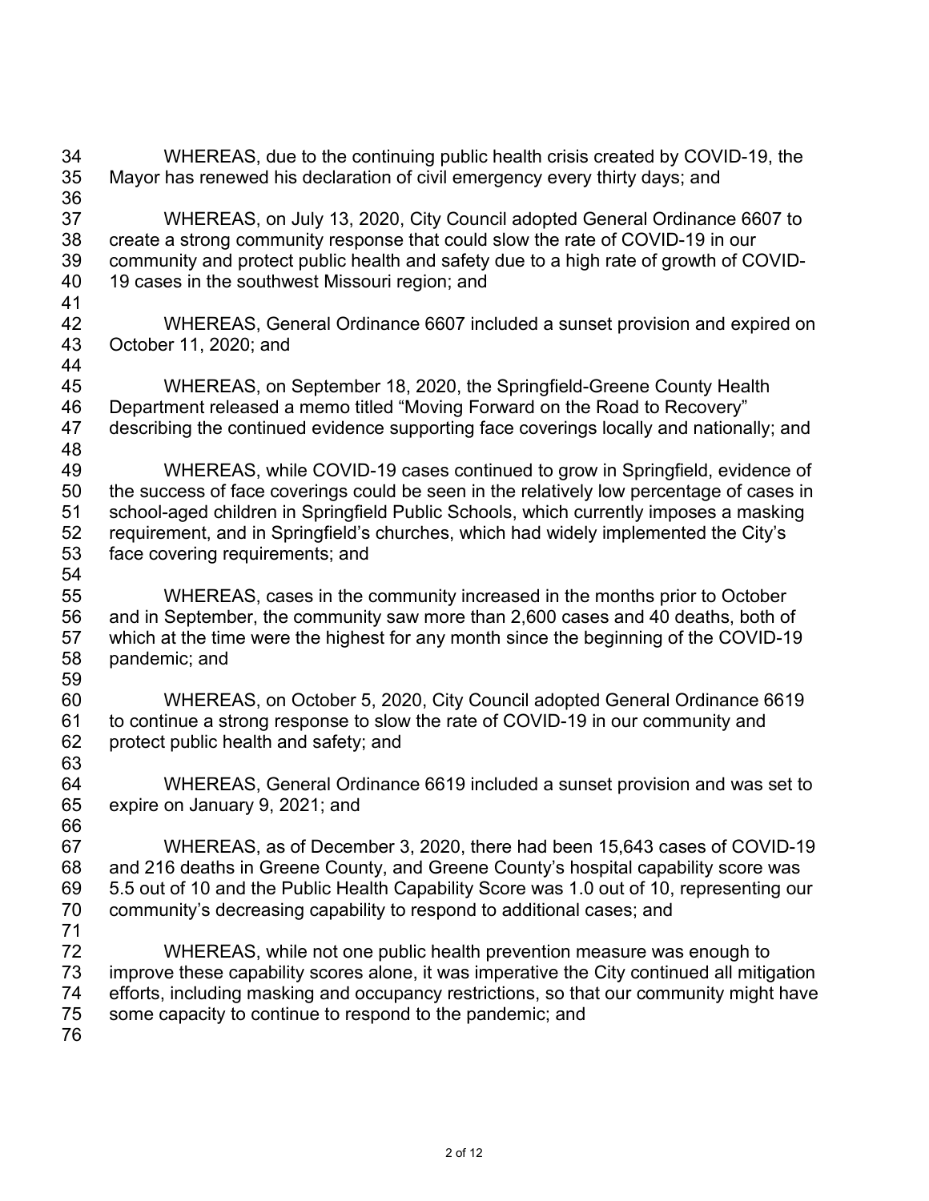WHEREAS, due to the continuing public health crisis created by COVID-19, the Mayor has renewed his declaration of civil emergency every thirty days; and

WHEREAS, on July 13, 2020, City Council adopted General Ordinance 6607 to create a strong community response that could slow the rate of COVID-19 in our community and protect public health and safety due to a high rate of growth of COVID-19 cases in the southwest Missouri region; and

WHEREAS, General Ordinance 6607 included a sunset provision and expired on October 11, 2020; and

WHEREAS, on September 18, 2020, the Springfield-Greene County Health Department released a memo titled "Moving Forward on the Road to Recovery" describing the continued evidence supporting face coverings locally and nationally; and

WHEREAS, while COVID-19 cases continued to grow in Springfield, evidence of the success of face coverings could be seen in the relatively low percentage of cases in school-aged children in Springfield Public Schools, which currently imposes a masking requirement, and in Springfield's churches, which had widely implemented the City's face covering requirements; and

WHEREAS, cases in the community increased in the months prior to October and in September, the community saw more than 2,600 cases and 40 deaths, both of which at the time were the highest for any month since the beginning of the COVID-19 pandemic; and

WHEREAS, on October 5, 2020, City Council adopted General Ordinance 6619 to continue a strong response to slow the rate of COVID-19 in our community and protect public health and safety; and

WHEREAS, General Ordinance 6619 included a sunset provision and was set to expire on January 9, 2021; and

WHEREAS, as of December 3, 2020, there had been 15,643 cases of COVID-19 and 216 deaths in Greene County, and Greene County's hospital capability score was 5.5 out of 10 and the Public Health Capability Score was 1.0 out of 10, representing our community's decreasing capability to respond to additional cases; and

WHEREAS, while not one public health prevention measure was enough to improve these capability scores alone, it was imperative the City continued all mitigation efforts, including masking and occupancy restrictions, so that our community might have some capacity to continue to respond to the pandemic; and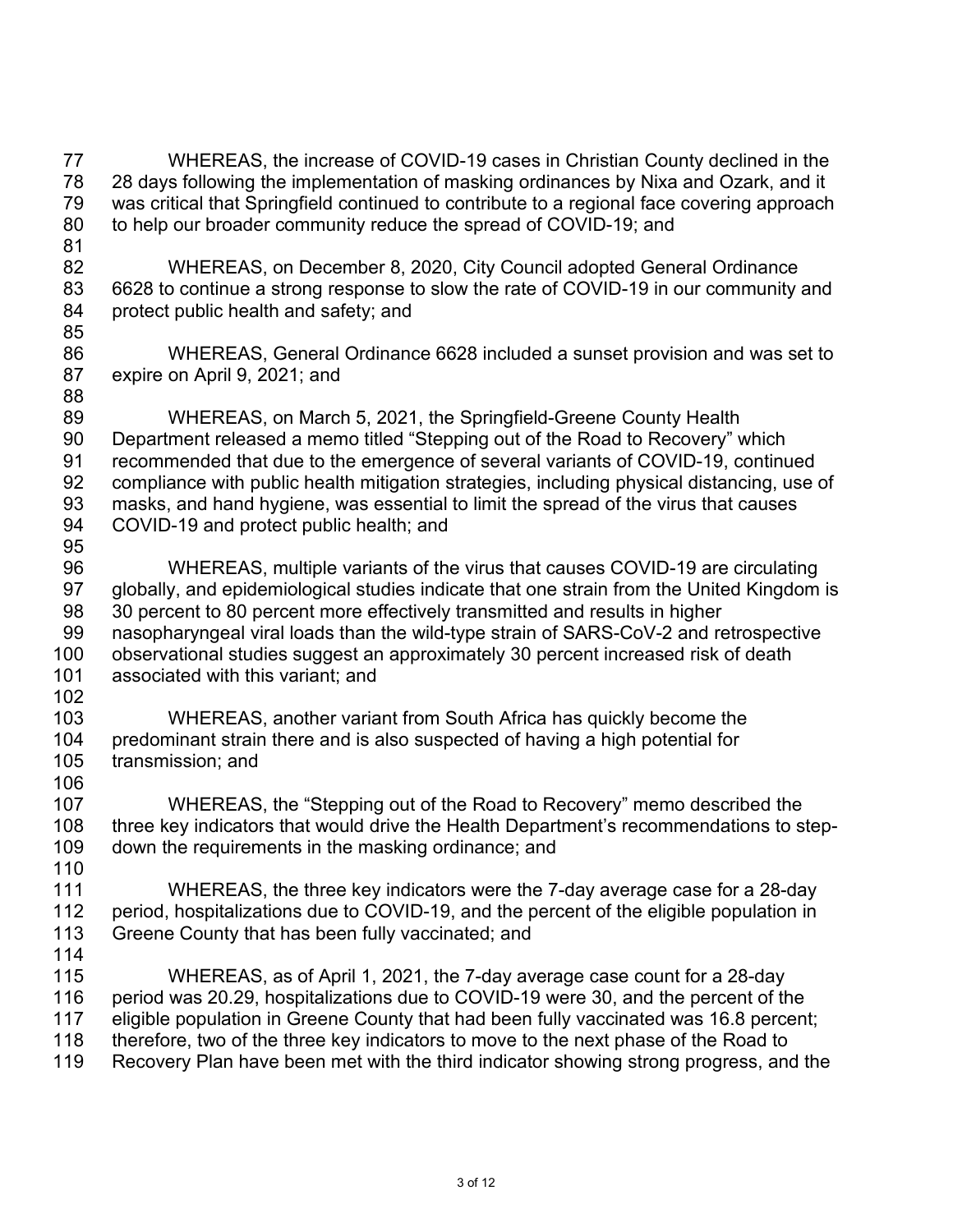WHEREAS, the increase of COVID-19 cases in Christian County declined in the 28 days following the implementation of masking ordinances by Nixa and Ozark, and it was critical that Springfield continued to contribute to a regional face covering approach to help our broader community reduce the spread of COVID-19; and

WHEREAS, on December 8, 2020, City Council adopted General Ordinance 6628 to continue a strong response to slow the rate of COVID-19 in our community and protect public health and safety; and

WHEREAS, General Ordinance 6628 included a sunset provision and was set to expire on April 9, 2021; and

WHEREAS, on March 5, 2021, the Springfield-Greene County Health Department released a memo titled "Stepping out of the Road to Recovery" which recommended that due to the emergence of several variants of COVID-19, continued compliance with public health mitigation strategies, including physical distancing, use of masks, and hand hygiene, was essential to limit the spread of the virus that causes COVID-19 and protect public health; and

WHEREAS, multiple variants of the virus that causes COVID-19 are circulating globally, and epidemiological studies indicate that one strain from the United Kingdom is 30 percent to 80 percent more effectively transmitted and results in higher nasopharyngeal viral loads than the wild-type strain of SARS-CoV-2 and retrospective observational studies suggest an approximately 30 percent increased risk of death associated with this variant; and

WHEREAS, another variant from South Africa has quickly become the predominant strain there and is also suspected of having a high potential for transmission; and

WHEREAS, the "Stepping out of the Road to Recovery" memo described the three key indicators that would drive the Health Department's recommendations to step-down the requirements in the masking ordinance; and

WHEREAS, the three key indicators were the 7-day average case for a 28-day period, hospitalizations due to COVID-19, and the percent of the eligible population in Greene County that has been fully vaccinated; and

WHEREAS, as of April 1, 2021, the 7-day average case count for a 28-day period was 20.29, hospitalizations due to COVID-19 were 30, and the percent of the eligible population in Greene County that had been fully vaccinated was 16.8 percent; therefore, two of the three key indicators to move to the next phase of the Road to Recovery Plan have been met with the third indicator showing strong progress, and the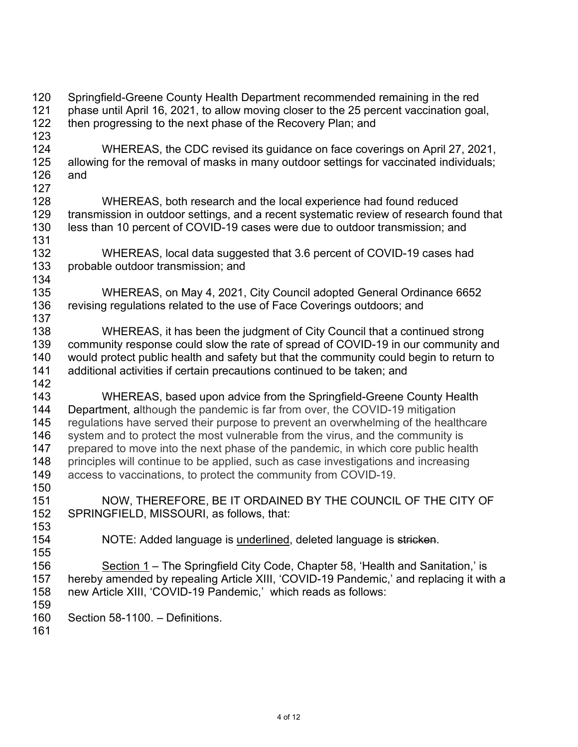Springfield-Greene County Health Department recommended remaining in the red phase until April 16, 2021, to allow moving closer to the 25 percent vaccination goal, then progressing to the next phase of the Recovery Plan; and

WHEREAS, the CDC revised its guidance on face coverings on April 27, 2021, allowing for the removal of masks in many outdoor settings for vaccinated individuals; and

WHEREAS, both research and the local experience had found reduced transmission in outdoor settings, and a recent systematic review of research found that less than 10 percent of COVID-19 cases were due to outdoor transmission; and

WHEREAS, local data suggested that 3.6 percent of COVID-19 cases had probable outdoor transmission; and

WHEREAS, on May 4, 2021, City Council adopted General Ordinance 6652 revising regulations related to the use of Face Coverings outdoors; and

WHEREAS, it has been the judgment of City Council that a continued strong community response could slow the rate of spread of COVID-19 in our community and would protect public health and safety but that the community could begin to return to additional activities if certain precautions continued to be taken; and

WHEREAS, based upon advice from the Springfield-Greene County Health Department, although the pandemic is far from over, the COVID-19 mitigation regulations have served their purpose to prevent an overwhelming of the healthcare system and to protect the most vulnerable from the virus, and the community is prepared to move into the next phase of the pandemic, in which core public health principles will continue to be applied, such as case investigations and increasing access to vaccinations, to protect the community from COVID-19.

NOW, THEREFORE, BE IT ORDAINED BY THE COUNCIL OF THE CITY OF SPRINGFIELD, MISSOURI, as follows, that:

NOTE: Added language is <u>underlined</u>, deleted language is ~~stricken~~.

<u>Section 1</u> – The Springfield City Code, Chapter 58, 'Health and Sanitation,' is hereby amended by repealing Article XIII, 'COVID-19 Pandemic,' and replacing it with a new Article XIII, 'COVID-19 Pandemic,' which reads as follows:

Section 58-1100. – Definitions.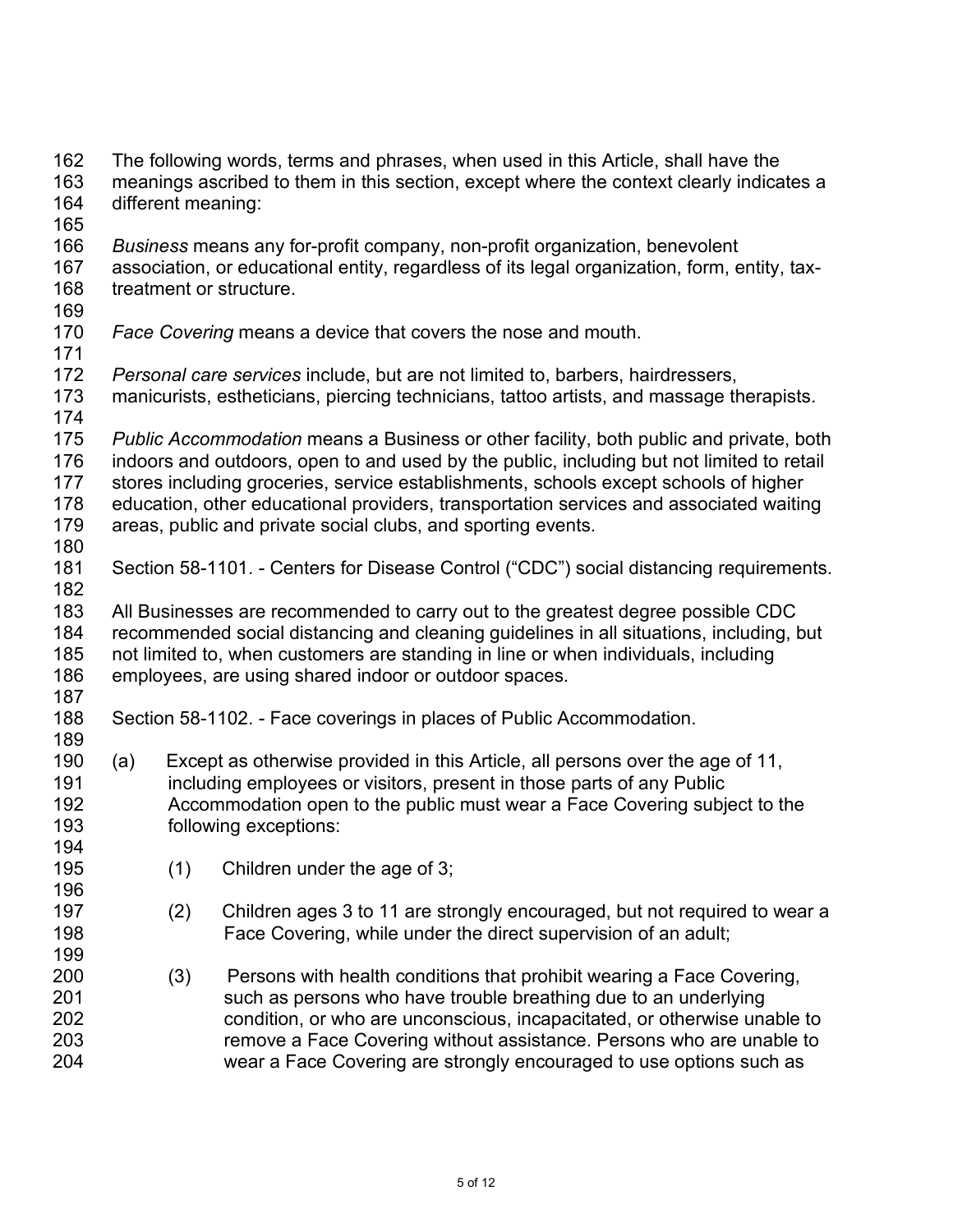The following words, terms and phrases, when used in this Article, shall have the meanings ascribed to them in this section, except where the context clearly indicates a different meaning:

*Business* means any for-profit company, non-profit organization, benevolent association, or educational entity, regardless of its legal organization, form, entity, tax-treatment or structure.

*Face Covering* means a device that covers the nose and mouth.

*Personal care services* include, but are not limited to, barbers, hairdressers, manicurists, estheticians, piercing technicians, tattoo artists, and massage therapists.

*Public Accommodation* means a Business or other facility, both public and private, both indoors and outdoors, open to and used by the public, including but not limited to retail stores including groceries, service establishments, schools except schools of higher education, other educational providers, transportation services and associated waiting areas, public and private social clubs, and sporting events.

Section 58-1101. - Centers for Disease Control ("CDC") social distancing requirements.

All Businesses are recommended to carry out to the greatest degree possible CDC recommended social distancing and cleaning guidelines in all situations, including, but not limited to, when customers are standing in line or when individuals, including employees, are using shared indoor or outdoor spaces.

Section 58-1102. - Face coverings in places of Public Accommodation.

(a) Except as otherwise provided in this Article, all persons over the age of 11, including employees or visitors, present in those parts of any Public Accommodation open to the public must wear a Face Covering subject to the following exceptions:

(1) Children under the age of 3;

(2) Children ages 3 to 11 are strongly encouraged, but not required to wear a Face Covering, while under the direct supervision of an adult;

(3) Persons with health conditions that prohibit wearing a Face Covering, such as persons who have trouble breathing due to an underlying condition, or who are unconscious, incapacitated, or otherwise unable to remove a Face Covering without assistance. Persons who are unable to wear a Face Covering are strongly encouraged to use options such as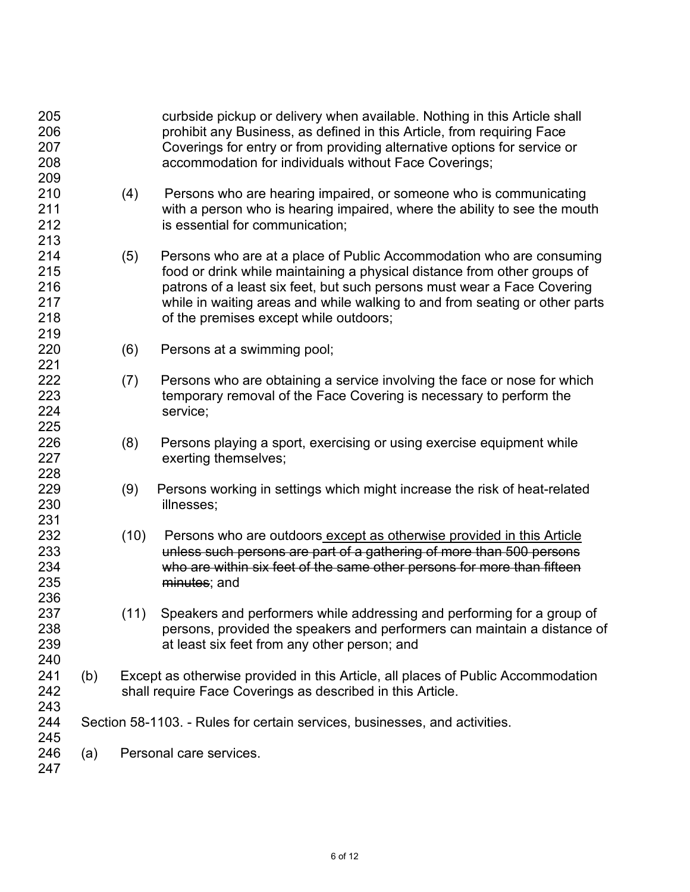curbside pickup or delivery when available. Nothing in this Article shall prohibit any Business, as defined in this Article, from requiring Face Coverings for entry or from providing alternative options for service or accommodation for individuals without Face Coverings;

(4) Persons who are hearing impaired, or someone who is communicating with a person who is hearing impaired, where the ability to see the mouth is essential for communication;

(5) Persons who are at a place of Public Accommodation who are consuming food or drink while maintaining a physical distance from other groups of patrons of a least six feet, but such persons must wear a Face Covering while in waiting areas and while walking to and from seating or other parts of the premises except while outdoors;

(6) Persons at a swimming pool;

(7) Persons who are obtaining a service involving the face or nose for which temporary removal of the Face Covering is necessary to perform the service;

(8) Persons playing a sport, exercising or using exercise equipment while exerting themselves;

(9) Persons working in settings which might increase the risk of heat-related illnesses;

(10) Persons who are outdoors <u>except as otherwise provided in this Article</u> ~~unless such persons are part of a gathering of more than 500 persons who are within six feet of the same other persons for more than fifteen minutes~~; and

(11) Speakers and performers while addressing and performing for a group of persons, provided the speakers and performers can maintain a distance of at least six feet from any other person; and

(b) Except as otherwise provided in this Article, all places of Public Accommodation shall require Face Coverings as described in this Article.

Section 58-1103. - Rules for certain services, businesses, and activities.

(a) Personal care services.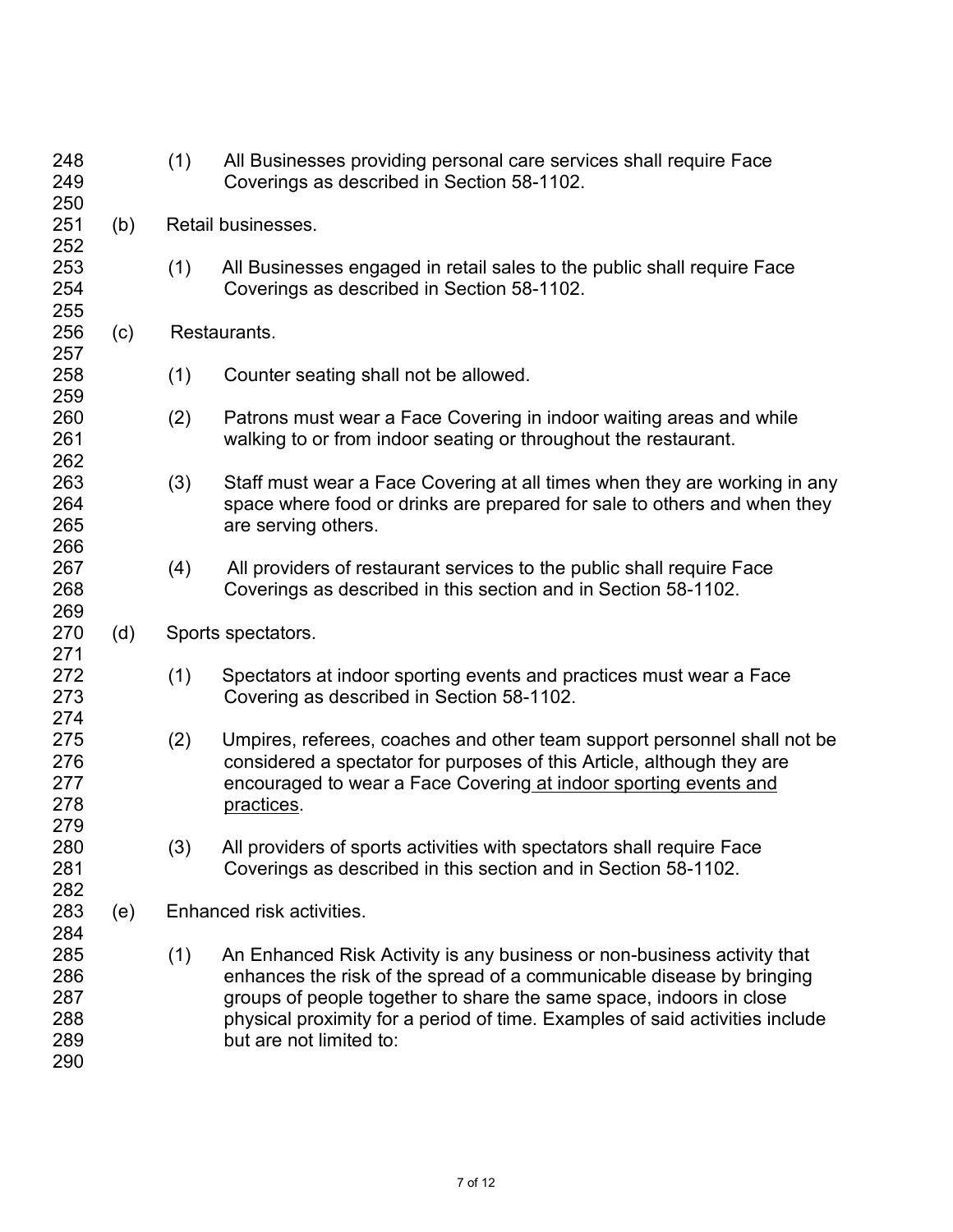(1) All Businesses providing personal care services shall require Face Coverings as described in Section 58-1102.

(b) Retail businesses.

(1) All Businesses engaged in retail sales to the public shall require Face Coverings as described in Section 58-1102.

(c) Restaurants.

(1) Counter seating shall not be allowed.

(2) Patrons must wear a Face Covering in indoor waiting areas and while walking to or from indoor seating or throughout the restaurant.

(3) Staff must wear a Face Covering at all times when they are working in any space where food or drinks are prepared for sale to others and when they are serving others.

(4) All providers of restaurant services to the public shall require Face Coverings as described in this section and in Section 58-1102.

(d) Sports spectators.

(1) Spectators at indoor sporting events and practices must wear a Face Covering as described in Section 58-1102.

(2) Umpires, referees, coaches and other team support personnel shall not be considered a spectator for purposes of this Article, although they are encouraged to wear a Face Covering at indoor sporting events and practices.

(3) All providers of sports activities with spectators shall require Face Coverings as described in this section and in Section 58-1102.

(e) Enhanced risk activities.

(1) An Enhanced Risk Activity is any business or non-business activity that enhances the risk of the spread of a communicable disease by bringing groups of people together to share the same space, indoors in close physical proximity for a period of time. Examples of said activities include but are not limited to: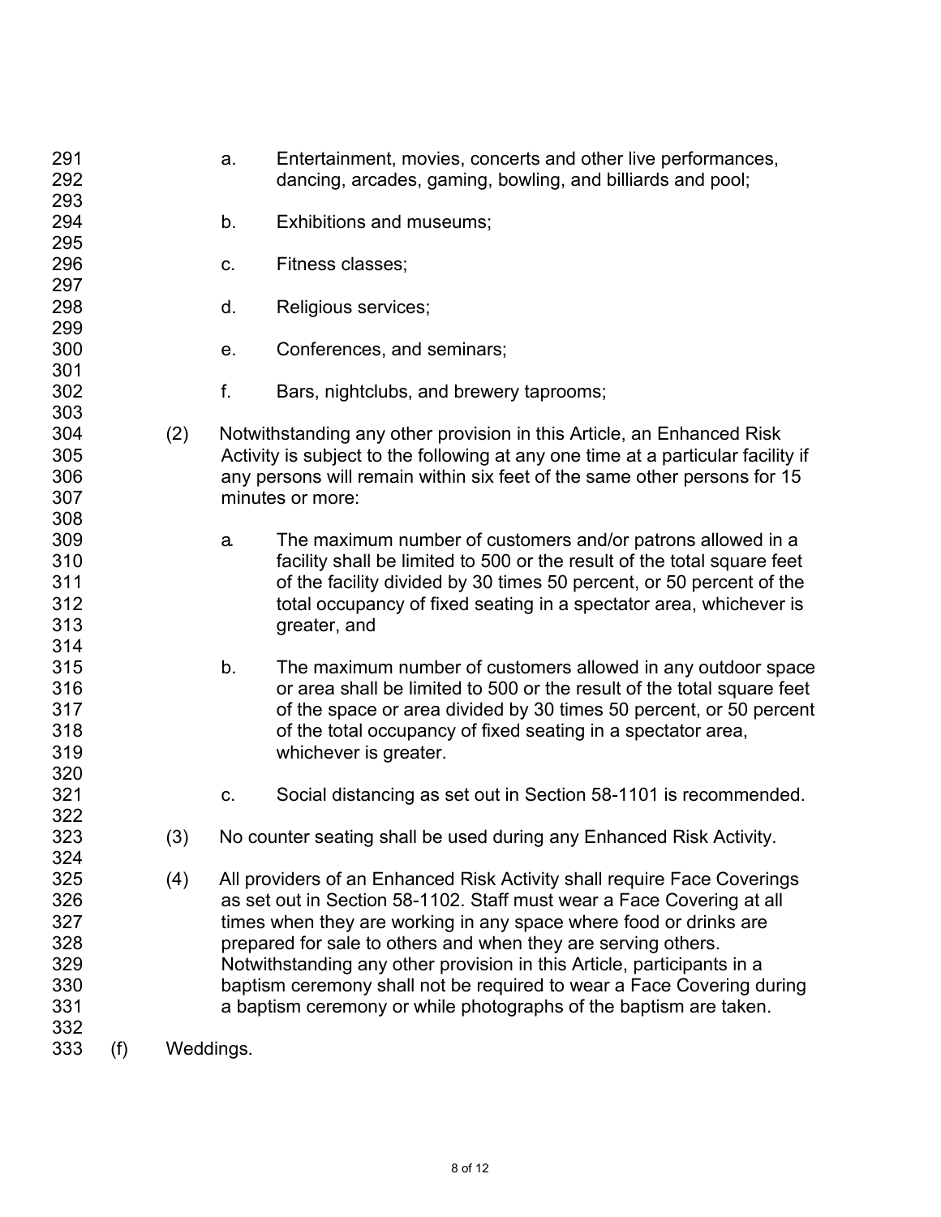a. Entertainment, movies, concerts and other live performances, dancing, arcades, gaming, bowling, and billiards and pool;

b. Exhibitions and museums;

c. Fitness classes;

d. Religious services;

e. Conferences, and seminars;

f. Bars, nightclubs, and brewery taprooms;

(2) Notwithstanding any other provision in this Article, an Enhanced Risk Activity is subject to the following at any one time at a particular facility if any persons will remain within six feet of the same other persons for 15 minutes or more:

a. The maximum number of customers and/or patrons allowed in a facility shall be limited to 500 or the result of the total square feet of the facility divided by 30 times 50 percent, or 50 percent of the total occupancy of fixed seating in a spectator area, whichever is greater, and

b. The maximum number of customers allowed in any outdoor space or area shall be limited to 500 or the result of the total square feet of the space or area divided by 30 times 50 percent, or 50 percent of the total occupancy of fixed seating in a spectator area, whichever is greater.

c. Social distancing as set out in Section 58-1101 is recommended.

(3) No counter seating shall be used during any Enhanced Risk Activity.

(4) All providers of an Enhanced Risk Activity shall require Face Coverings as set out in Section 58-1102. Staff must wear a Face Covering at all times when they are working in any space where food or drinks are prepared for sale to others and when they are serving others. Notwithstanding any other provision in this Article, participants in a baptism ceremony shall not be required to wear a Face Covering during a baptism ceremony or while photographs of the baptism are taken.

(f) Weddings.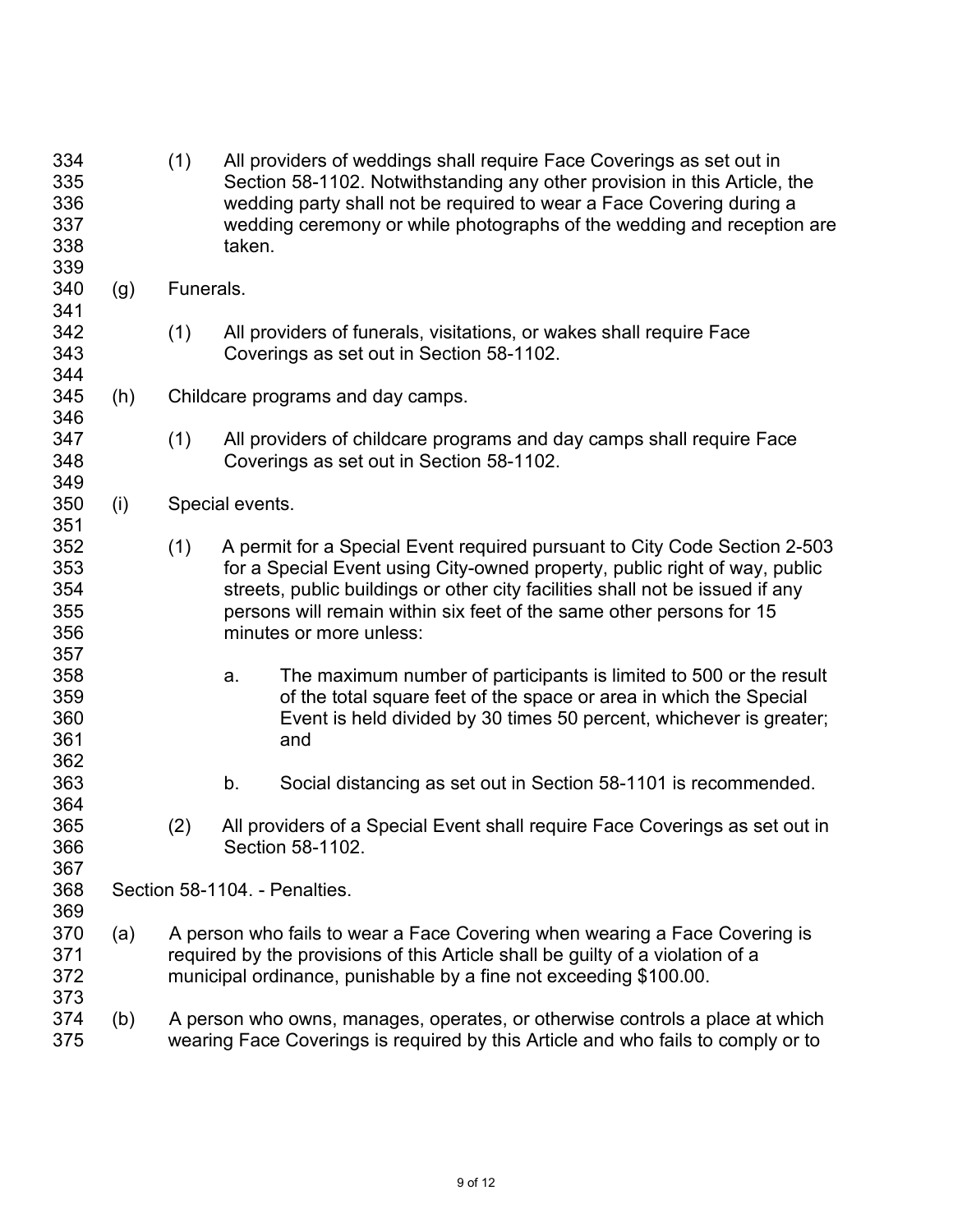(1) All providers of weddings shall require Face Coverings as set out in Section 58-1102. Notwithstanding any other provision in this Article, the wedding party shall not be required to wear a Face Covering during a wedding ceremony or while photographs of the wedding and reception are taken.

(g) Funerals.

(1) All providers of funerals, visitations, or wakes shall require Face Coverings as set out in Section 58-1102.

(h) Childcare programs and day camps.

(1) All providers of childcare programs and day camps shall require Face Coverings as set out in Section 58-1102.

(i) Special events.

(1) A permit for a Special Event required pursuant to City Code Section 2-503 for a Special Event using City-owned property, public right of way, public streets, public buildings or other city facilities shall not be issued if any persons will remain within six feet of the same other persons for 15 minutes or more unless:

a. The maximum number of participants is limited to 500 or the result of the total square feet of the space or area in which the Special Event is held divided by 30 times 50 percent, whichever is greater; and

b. Social distancing as set out in Section 58-1101 is recommended.

(2) All providers of a Special Event shall require Face Coverings as set out in Section 58-1102.

Section 58-1104. - Penalties.

(a) A person who fails to wear a Face Covering when wearing a Face Covering is required by the provisions of this Article shall be guilty of a violation of a municipal ordinance, punishable by a fine not exceeding $100.00.

(b) A person who owns, manages, operates, or otherwise controls a place at which wearing Face Coverings is required by this Article and who fails to comply or to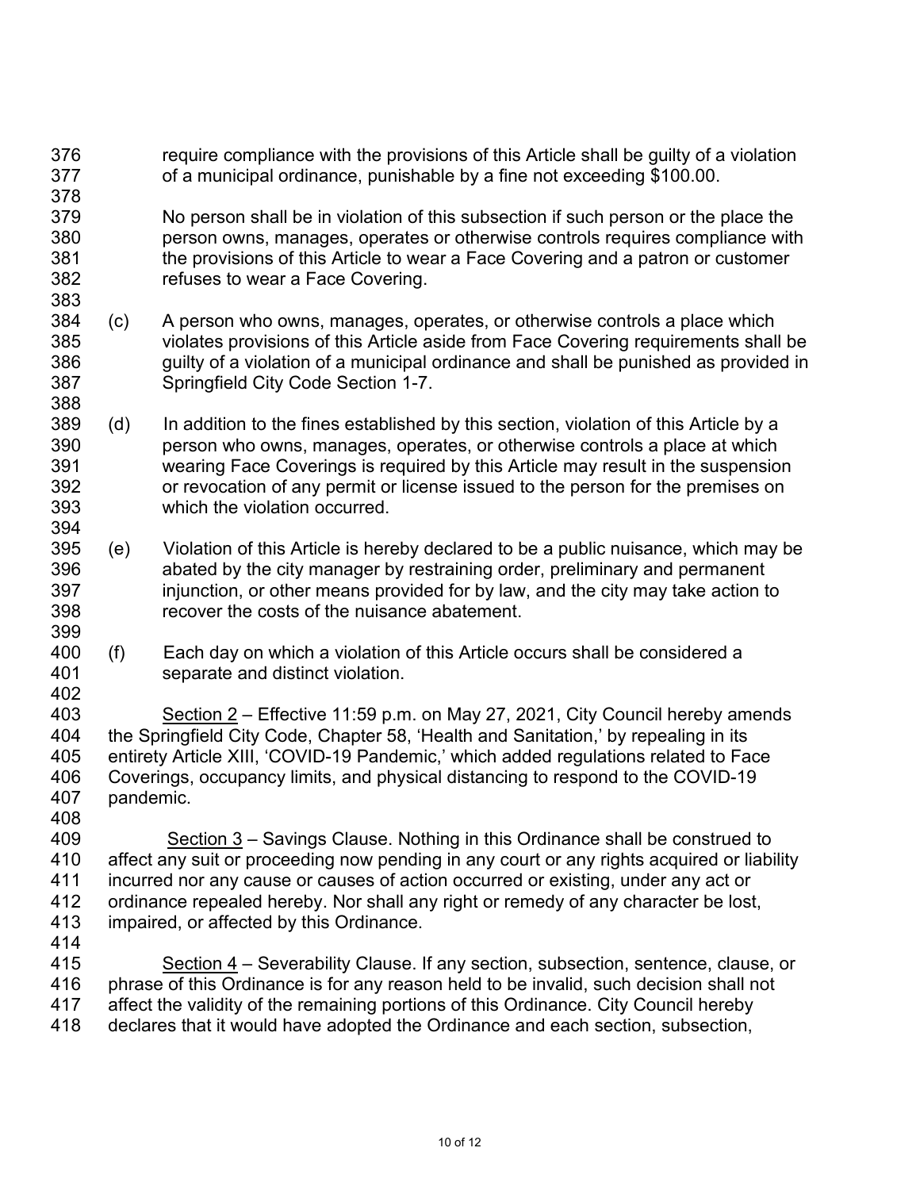require compliance with the provisions of this Article shall be guilty of a violation of a municipal ordinance, punishable by a fine not exceeding $100.00.

No person shall be in violation of this subsection if such person or the place the person owns, manages, operates or otherwise controls requires compliance with the provisions of this Article to wear a Face Covering and a patron or customer refuses to wear a Face Covering.

(c) A person who owns, manages, operates, or otherwise controls a place which violates provisions of this Article aside from Face Covering requirements shall be guilty of a violation of a municipal ordinance and shall be punished as provided in Springfield City Code Section 1-7.

(d) In addition to the fines established by this section, violation of this Article by a person who owns, manages, operates, or otherwise controls a place at which wearing Face Coverings is required by this Article may result in the suspension or revocation of any permit or license issued to the person for the premises on which the violation occurred.

(e) Violation of this Article is hereby declared to be a public nuisance, which may be abated by the city manager by restraining order, preliminary and permanent injunction, or other means provided for by law, and the city may take action to recover the costs of the nuisance abatement.

(f) Each day on which a violation of this Article occurs shall be considered a separate and distinct violation.

Section 2 – Effective 11:59 p.m. on May 27, 2021, City Council hereby amends the Springfield City Code, Chapter 58, 'Health and Sanitation,' by repealing in its entirety Article XIII, 'COVID-19 Pandemic,' which added regulations related to Face Coverings, occupancy limits, and physical distancing to respond to the COVID-19 pandemic.

Section 3 – Savings Clause. Nothing in this Ordinance shall be construed to affect any suit or proceeding now pending in any court or any rights acquired or liability incurred nor any cause or causes of action occurred or existing, under any act or ordinance repealed hereby. Nor shall any right or remedy of any character be lost, impaired, or affected by this Ordinance.

Section 4 – Severability Clause. If any section, subsection, sentence, clause, or phrase of this Ordinance is for any reason held to be invalid, such decision shall not affect the validity of the remaining portions of this Ordinance. City Council hereby declares that it would have adopted the Ordinance and each section, subsection,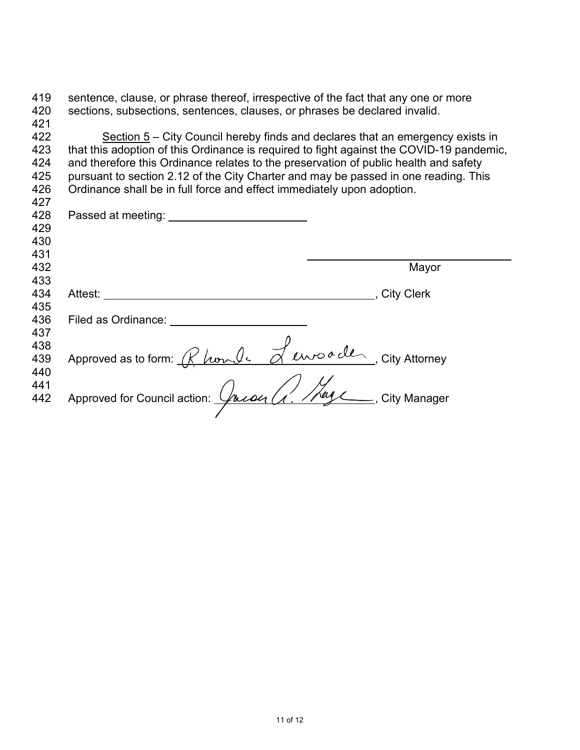sentence, clause, or phrase thereof, irrespective of the fact that any one or more sections, subsections, sentences, clauses, or phrases be declared invalid.

Section 5 – City Council hereby finds and declares that an emergency exists in that this adoption of this Ordinance is required to fight against the COVID-19 pandemic, and therefore this Ordinance relates to the preservation of public health and safety pursuant to section 2.12 of the City Charter and may be passed in one reading. This Ordinance shall be in full force and effect immediately upon adoption.

Passed at meeting: ______________________

______________________________
Mayor

Attest: ____________________________________________, City Clerk

Filed as Ordinance: ______________________

Approved as to form: Rhonda Lewsader, City Attorney

Approved for Council action: Jason A. Gage, City Manager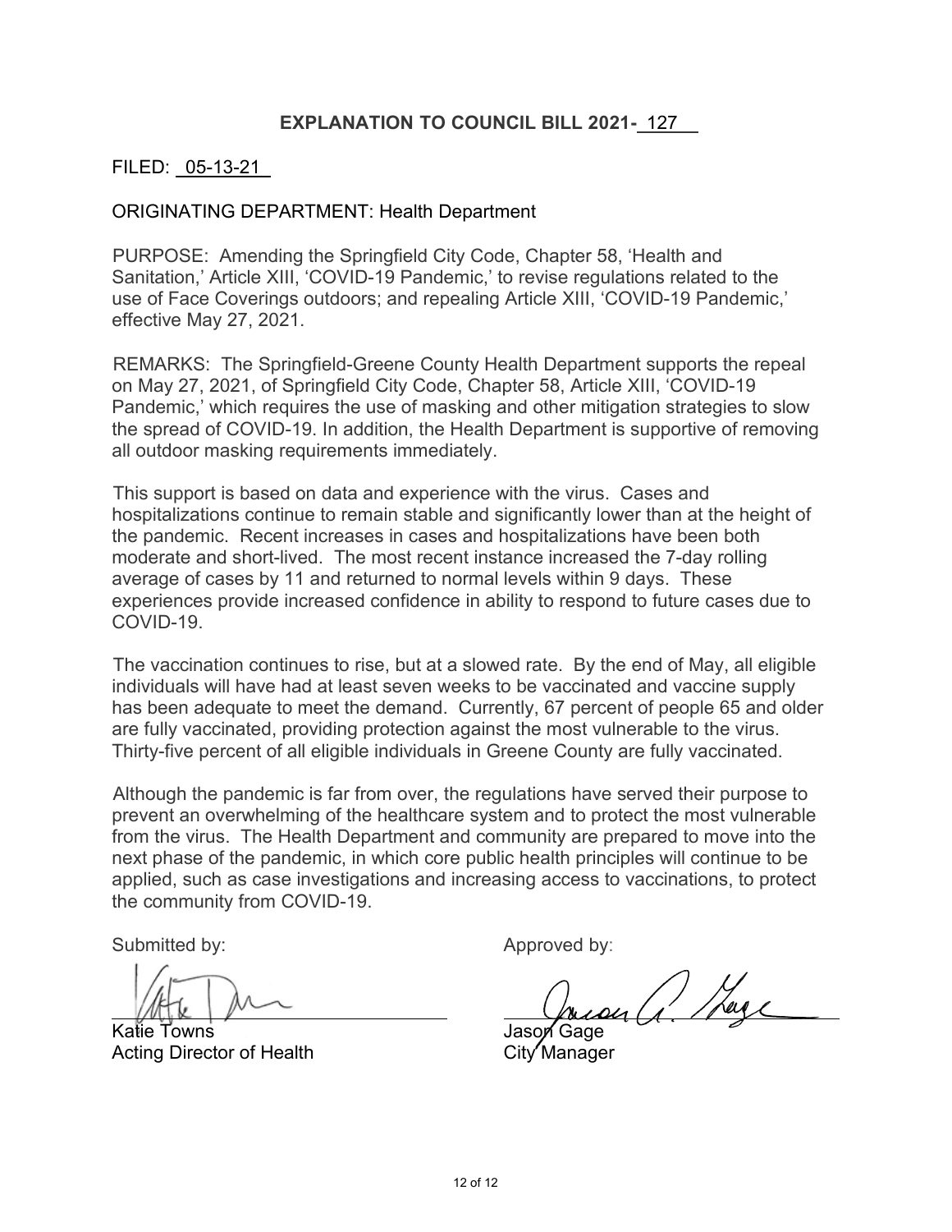## EXPLANATION TO COUNCIL BILL 2021- 127

FILED: 05-13-21

ORIGINATING DEPARTMENT: Health Department

PURPOSE: Amending the Springfield City Code, Chapter 58, 'Health and Sanitation,' Article XIII, 'COVID-19 Pandemic,' to revise regulations related to the use of Face Coverings outdoors; and repealing Article XIII, 'COVID-19 Pandemic,' effective May 27, 2021.

REMARKS: The Springfield-Greene County Health Department supports the repeal on May 27, 2021, of Springfield City Code, Chapter 58, Article XIII, 'COVID-19 Pandemic,' which requires the use of masking and other mitigation strategies to slow the spread of COVID-19. In addition, the Health Department is supportive of removing all outdoor masking requirements immediately.

This support is based on data and experience with the virus. Cases and hospitalizations continue to remain stable and significantly lower than at the height of the pandemic. Recent increases in cases and hospitalizations have been both moderate and short-lived. The most recent instance increased the 7-day rolling average of cases by 11 and returned to normal levels within 9 days. These experiences provide increased confidence in ability to respond to future cases due to COVID-19.

The vaccination continues to rise, but at a slowed rate. By the end of May, all eligible individuals will have had at least seven weeks to be vaccinated and vaccine supply has been adequate to meet the demand. Currently, 67 percent of people 65 and older are fully vaccinated, providing protection against the most vulnerable to the virus. Thirty-five percent of all eligible individuals in Greene County are fully vaccinated.

Although the pandemic is far from over, the regulations have served their purpose to prevent an overwhelming of the healthcare system and to protect the most vulnerable from the virus. The Health Department and community are prepared to move into the next phase of the pandemic, in which core public health principles will continue to be applied, such as case investigations and increasing access to vaccinations, to protect the community from COVID-19.

Submitted by:

Katie Towns
Acting Director of Health

Approved by:

Jason Gage
City Manager